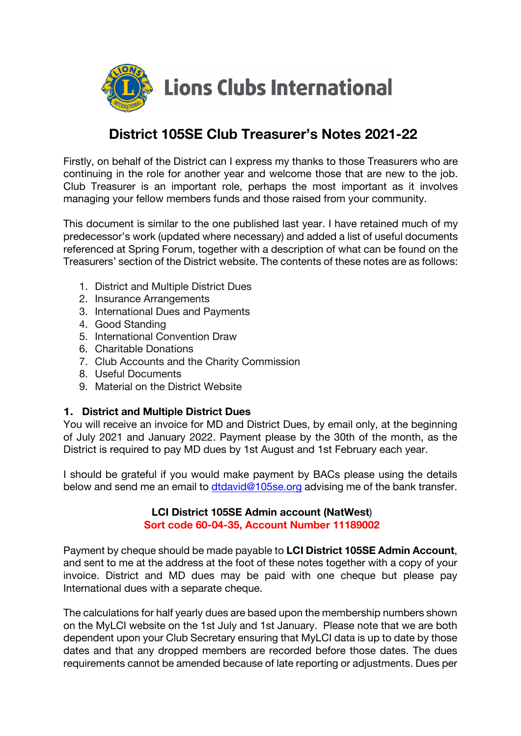Lions Clubs International

# District 105SE Club Treasurer's Notes 2021-22

Firstly, on behalf of the District can I express my thanks to those Treasurers who are continuing in the role for another year and welcome those that are new to the job. Club Treasurer is an important role, perhaps the most important as it involves managing your fellow members funds and those raised from your community.

This document is similar to the one published last year. I have retained much of my predecessor's work (updated where necessary) and added a list of useful documents referenced at Spring Forum, together with a description of what can be found on the Treasurers' section of the District website. The contents of these notes are as follows:

1. District and Multiple District Dues
2. Insurance Arrangements
3. International Dues and Payments
4. Good Standing
5. International Convention Draw
6. Charitable Donations
7. Club Accounts and the Charity Commission
8. Useful Documents
9. Material on the District Website

## 1. District and Multiple District Dues

You will receive an invoice for MD and District Dues, by email only, at the beginning of July 2021 and January 2022. Payment please by the 30th of the month, as the District is required to pay MD dues by 1st August and 1st February each year.

I should be grateful if you would make payment by BACs please using the details below and send me an email to dtdavid@105se.org advising me of the bank transfer.

**LCI District 105SE Admin account (NatWest)**
**Sort code 60-04-35, Account Number 11189002**

Payment by cheque should be made payable to **LCI District 105SE Admin Account**, and sent to me at the address at the foot of these notes together with a copy of your invoice. District and MD dues may be paid with one cheque but please pay International dues with a separate cheque.

The calculations for half yearly dues are based upon the membership numbers shown on the MyLCI website on the 1st July and 1st January. Please note that we are both dependent upon your Club Secretary ensuring that MyLCI data is up to date by those dates and that any dropped members are recorded before those dates. The dues requirements cannot be amended because of late reporting or adjustments. Dues per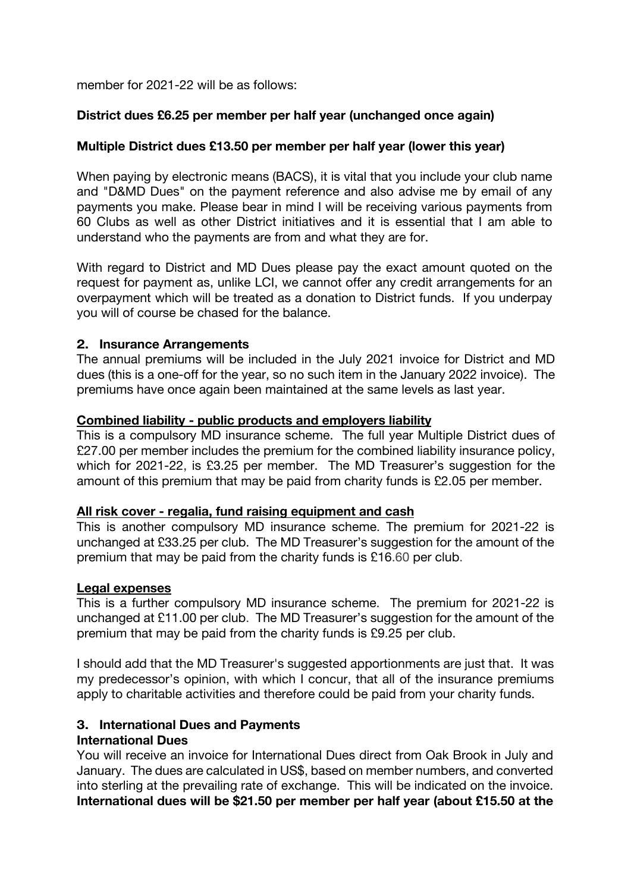member for 2021-22 will be as follows:

**District dues £6.25 per member per half year (unchanged once again)**

**Multiple District dues £13.50 per member per half year (lower this year)**

When paying by electronic means (BACS), it is vital that you include your club name and "D&MD Dues" on the payment reference and also advise me by email of any payments you make. Please bear in mind I will be receiving various payments from 60 Clubs as well as other District initiatives and it is essential that I am able to understand who the payments are from and what they are for.

With regard to District and MD Dues please pay the exact amount quoted on the request for payment as, unlike LCI, we cannot offer any credit arrangements for an overpayment which will be treated as a donation to District funds. If you underpay you will of course be chased for the balance.

## 2. Insurance Arrangements

The annual premiums will be included in the July 2021 invoice for District and MD dues (this is a one-off for the year, so no such item in the January 2022 invoice). The premiums have once again been maintained at the same levels as last year.

### Combined liability - public products and employers liability

This is a compulsory MD insurance scheme. The full year Multiple District dues of £27.00 per member includes the premium for the combined liability insurance policy, which for 2021-22, is £3.25 per member. The MD Treasurer's suggestion for the amount of this premium that may be paid from charity funds is £2.05 per member.

### All risk cover - regalia, fund raising equipment and cash

This is another compulsory MD insurance scheme. The premium for 2021-22 is unchanged at £33.25 per club. The MD Treasurer's suggestion for the amount of the premium that may be paid from the charity funds is £16.60 per club.

### Legal expenses

This is a further compulsory MD insurance scheme. The premium for 2021-22 is unchanged at £11.00 per club. The MD Treasurer's suggestion for the amount of the premium that may be paid from the charity funds is £9.25 per club.

I should add that the MD Treasurer's suggested apportionments are just that. It was my predecessor's opinion, with which I concur, that all of the insurance premiums apply to charitable activities and therefore could be paid from your charity funds.

## 3. International Dues and Payments

### International Dues

You will receive an invoice for International Dues direct from Oak Brook in July and January. The dues are calculated in US$, based on member numbers, and converted into sterling at the prevailing rate of exchange. This will be indicated on the invoice. **International dues will be $21.50 per member per half year (about £15.50 at the**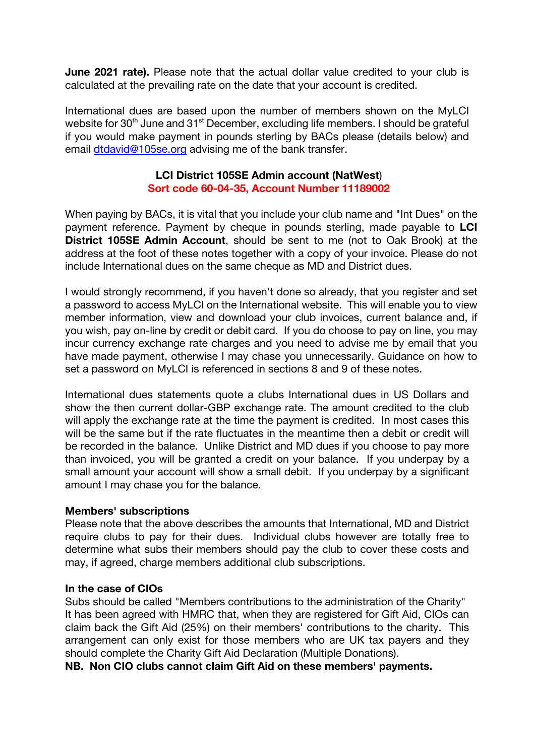**June 2021 rate).** Please note that the actual dollar value credited to your club is calculated at the prevailing rate on the date that your account is credited.

International dues are based upon the number of members shown on the MyLCI website for 30th June and 31st December, excluding life members. I should be grateful if you would make payment in pounds sterling by BACs please (details below) and email dtdavid@105se.org advising me of the bank transfer.

**LCI District 105SE Admin account (NatWest)**
**Sort code 60-04-35, Account Number 11189002**

When paying by BACs, it is vital that you include your club name and "Int Dues" on the payment reference. Payment by cheque in pounds sterling, made payable to **LCI District 105SE Admin Account**, should be sent to me (not to Oak Brook) at the address at the foot of these notes together with a copy of your invoice. Please do not include International dues on the same cheque as MD and District dues.

I would strongly recommend, if you haven't done so already, that you register and set a password to access MyLCI on the International website. This will enable you to view member information, view and download your club invoices, current balance and, if you wish, pay on-line by credit or debit card. If you do choose to pay on line, you may incur currency exchange rate charges and you need to advise me by email that you have made payment, otherwise I may chase you unnecessarily. Guidance on how to set a password on MyLCI is referenced in sections 8 and 9 of these notes.

International dues statements quote a clubs International dues in US Dollars and show the then current dollar-GBP exchange rate. The amount credited to the club will apply the exchange rate at the time the payment is credited. In most cases this will be the same but if the rate fluctuates in the meantime then a debit or credit will be recorded in the balance. Unlike District and MD dues if you choose to pay more than invoiced, you will be granted a credit on your balance. If you underpay by a small amount your account will show a small debit. If you underpay by a significant amount I may chase you for the balance.

**Members' subscriptions**
Please note that the above describes the amounts that International, MD and District require clubs to pay for their dues. Individual clubs however are totally free to determine what subs their members should pay the club to cover these costs and may, if agreed, charge members additional club subscriptions.

**In the case of CIOs**
Subs should be called "Members contributions to the administration of the Charity" It has been agreed with HMRC that, when they are registered for Gift Aid, CIOs can claim back the Gift Aid (25%) on their members' contributions to the charity. This arrangement can only exist for those members who are UK tax payers and they should complete the Charity Gift Aid Declaration (Multiple Donations).
**NB. Non CIO clubs cannot claim Gift Aid on these members' payments.**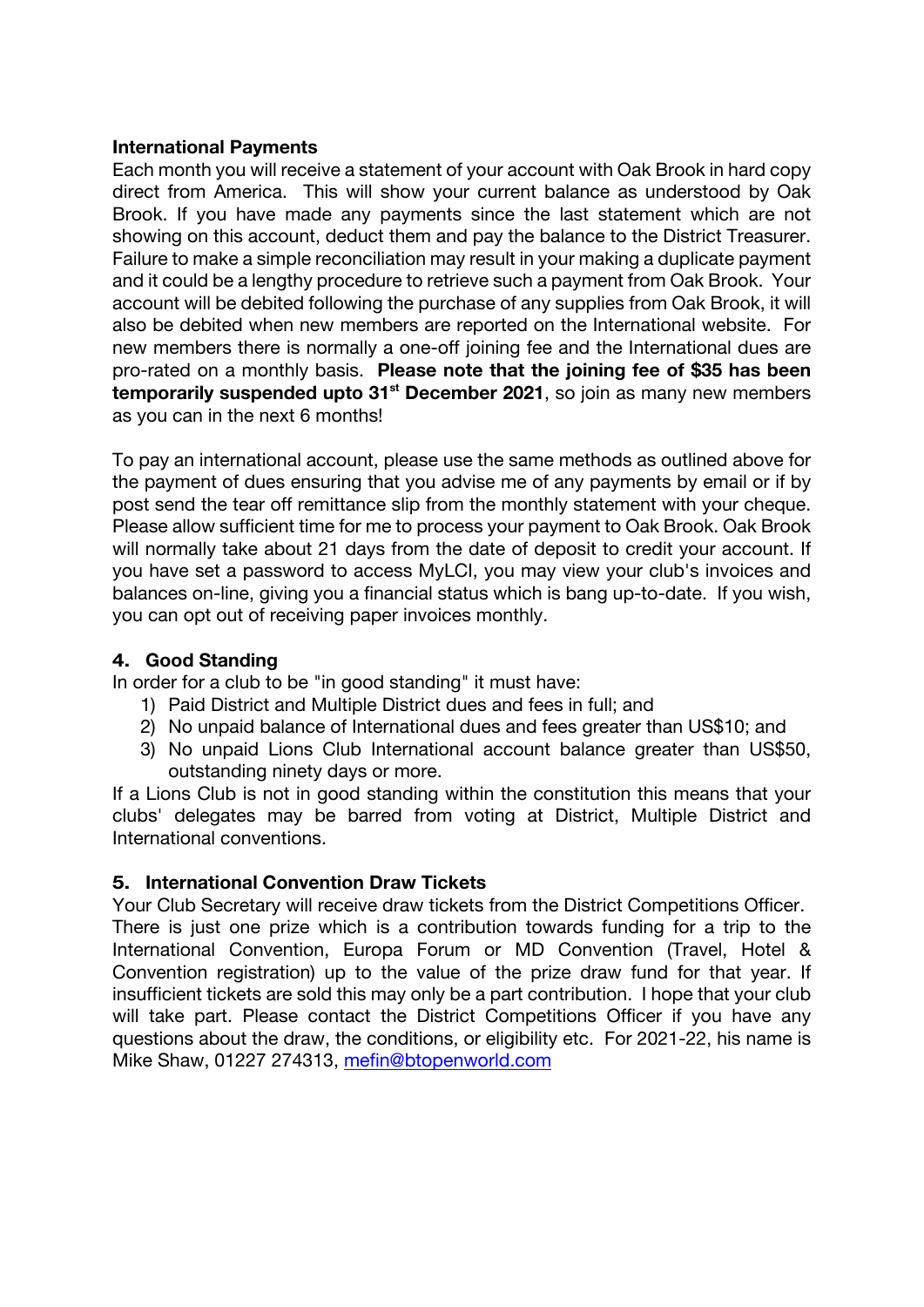**International Payments**

Each month you will receive a statement of your account with Oak Brook in hard copy direct from America. This will show your current balance as understood by Oak Brook. If you have made any payments since the last statement which are not showing on this account, deduct them and pay the balance to the District Treasurer. Failure to make a simple reconciliation may result in your making a duplicate payment and it could be a lengthy procedure to retrieve such a payment from Oak Brook. Your account will be debited following the purchase of any supplies from Oak Brook, it will also be debited when new members are reported on the International website. For new members there is normally a one-off joining fee and the International dues are pro-rated on a monthly basis. **Please note that the joining fee of $35 has been temporarily suspended upto 31st December 2021**, so join as many new members as you can in the next 6 months!

To pay an international account, please use the same methods as outlined above for the payment of dues ensuring that you advise me of any payments by email or if by post send the tear off remittance slip from the monthly statement with your cheque. Please allow sufficient time for me to process your payment to Oak Brook. Oak Brook will normally take about 21 days from the date of deposit to credit your account. If you have set a password to access MyLCI, you may view your club's invoices and balances on-line, giving you a financial status which is bang up-to-date. If you wish, you can opt out of receiving paper invoices monthly.

## 4. Good Standing

In order for a club to be "in good standing" it must have:

1) Paid District and Multiple District dues and fees in full; and
2) No unpaid balance of International dues and fees greater than US$10; and
3) No unpaid Lions Club International account balance greater than US$50, outstanding ninety days or more.

If a Lions Club is not in good standing within the constitution this means that your clubs' delegates may be barred from voting at District, Multiple District and International conventions.

## 5. International Convention Draw Tickets

Your Club Secretary will receive draw tickets from the District Competitions Officer. There is just one prize which is a contribution towards funding for a trip to the International Convention, Europa Forum or MD Convention (Travel, Hotel & Convention registration) up to the value of the prize draw fund for that year. If insufficient tickets are sold this may only be a part contribution. I hope that your club will take part. Please contact the District Competitions Officer if you have any questions about the draw, the conditions, or eligibility etc. For 2021-22, his name is Mike Shaw, 01227 274313, mefin@btopenworld.com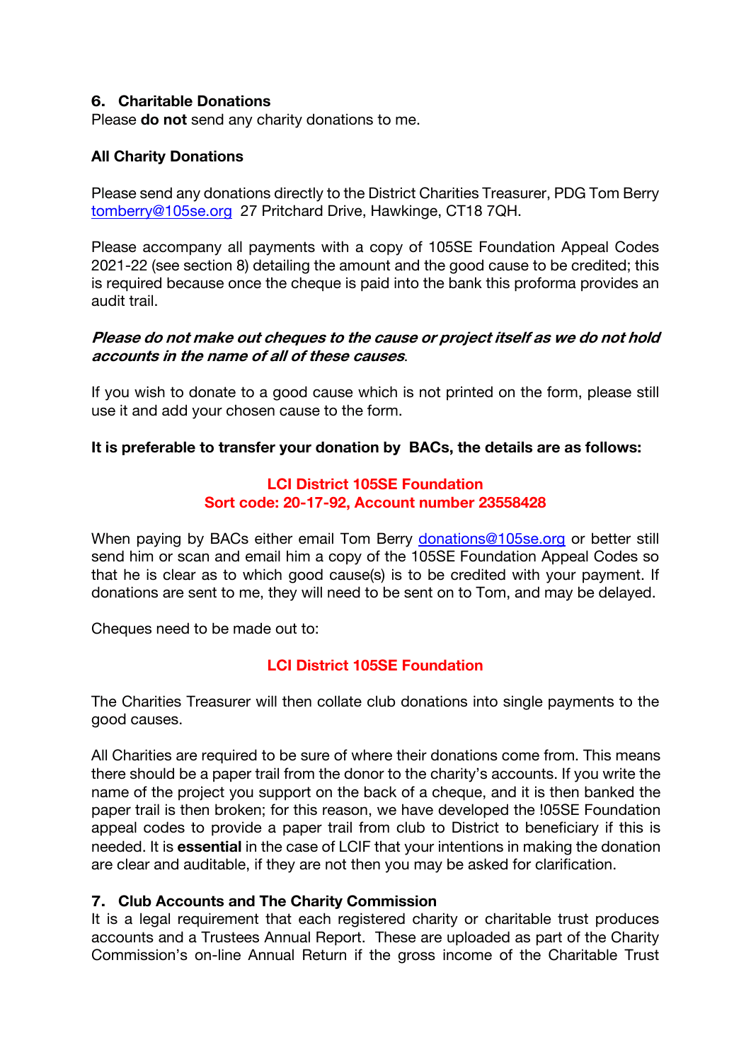## 6. Charitable Donations

Please **do not** send any charity donations to me.

### All Charity Donations

Please send any donations directly to the District Charities Treasurer, PDG Tom Berry [tomberry@105se.org](mailto:tomberry@105se.org) 27 Pritchard Drive, Hawkinge, CT18 7QH.

Please accompany all payments with a copy of 105SE Foundation Appeal Codes 2021-22 (see section 8) detailing the amount and the good cause to be credited; this is required because once the cheque is paid into the bank this proforma provides an audit trail.

***Please do not make out cheques to the cause or project itself as we do not hold accounts in the name of all of these causes*.**

If you wish to donate to a good cause which is not printed on the form, please still use it and add your chosen cause to the form.

**It is preferable to transfer your donation by BACs, the details are as follows:**

**LCI District 105SE Foundation**
**Sort code: 20-17-92, Account number 23558428**

When paying by BACs either email Tom Berry [donations@105se.org](mailto:donations@105se.org) or better still send him or scan and email him a copy of the 105SE Foundation Appeal Codes so that he is clear as to which good cause(s) is to be credited with your payment. If donations are sent to me, they will need to be sent on to Tom, and may be delayed.

Cheques need to be made out to:

**LCI District 105SE Foundation**

The Charities Treasurer will then collate club donations into single payments to the good causes.

All Charities are required to be sure of where their donations come from. This means there should be a paper trail from the donor to the charity's accounts. If you write the name of the project you support on the back of a cheque, and it is then banked the paper trail is then broken; for this reason, we have developed the !05SE Foundation appeal codes to provide a paper trail from club to District to beneficiary if this is needed. It is **essential** in the case of LCIF that your intentions in making the donation are clear and auditable, if they are not then you may be asked for clarification.

## 7. Club Accounts and The Charity Commission

It is a legal requirement that each registered charity or charitable trust produces accounts and a Trustees Annual Report. These are uploaded as part of the Charity Commission's on-line Annual Return if the gross income of the Charitable Trust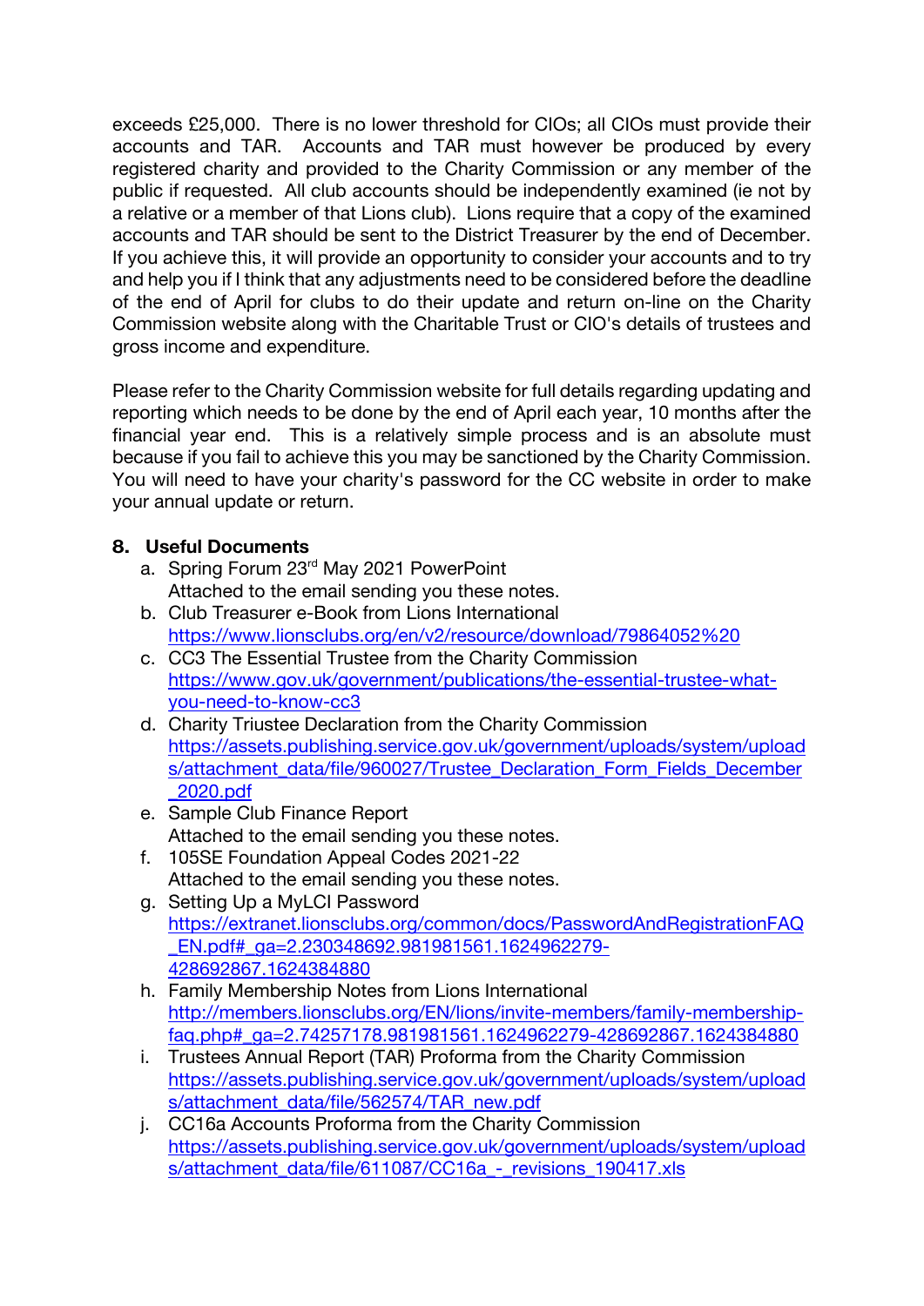exceeds £25,000. There is no lower threshold for CIOs; all CIOs must provide their accounts and TAR. Accounts and TAR must however be produced by every registered charity and provided to the Charity Commission or any member of the public if requested. All club accounts should be independently examined (ie not by a relative or a member of that Lions club). Lions require that a copy of the examined accounts and TAR should be sent to the District Treasurer by the end of December. If you achieve this, it will provide an opportunity to consider your accounts and to try and help you if I think that any adjustments need to be considered before the deadline of the end of April for clubs to do their update and return on-line on the Charity Commission website along with the Charitable Trust or CIO's details of trustees and gross income and expenditure.

Please refer to the Charity Commission website for full details regarding updating and reporting which needs to be done by the end of April each year, 10 months after the financial year end. This is a relatively simple process and is an absolute must because if you fail to achieve this you may be sanctioned by the Charity Commission. You will need to have your charity's password for the CC website in order to make your annual update or return.

**8. Useful Documents**

a. Spring Forum 23rd May 2021 PowerPoint
   Attached to the email sending you these notes.
b. Club Treasurer e-Book from Lions International
   https://www.lionsclubs.org/en/v2/resource/download/79864052%20
c. CC3 The Essential Trustee from the Charity Commission
   https://www.gov.uk/government/publications/the-essential-trustee-what-you-need-to-know-cc3
d. Charity Triustee Declaration from the Charity Commission
   https://assets.publishing.service.gov.uk/government/uploads/system/uploads/attachment_data/file/960027/Trustee_Declaration_Form_Fields_December_2020.pdf
e. Sample Club Finance Report
   Attached to the email sending you these notes.
f. 105SE Foundation Appeal Codes 2021-22
   Attached to the email sending you these notes.
g. Setting Up a MyLCI Password
   https://extranet.lionsclubs.org/common/docs/PasswordAndRegistrationFAQ_EN.pdf#_ga=2.230348692.981981561.1624962279-428692867.1624384880
h. Family Membership Notes from Lions International
   http://members.lionsclubs.org/EN/lions/invite-members/family-membership-faq.php#_ga=2.74257178.981981561.1624962279-428692867.1624384880
i. Trustees Annual Report (TAR) Proforma from the Charity Commission
   https://assets.publishing.service.gov.uk/government/uploads/system/uploads/attachment_data/file/562574/TAR_new.pdf
j. CC16a Accounts Proforma from the Charity Commission
   https://assets.publishing.service.gov.uk/government/uploads/system/uploads/attachment_data/file/611087/CC16a_-_revisions_190417.xls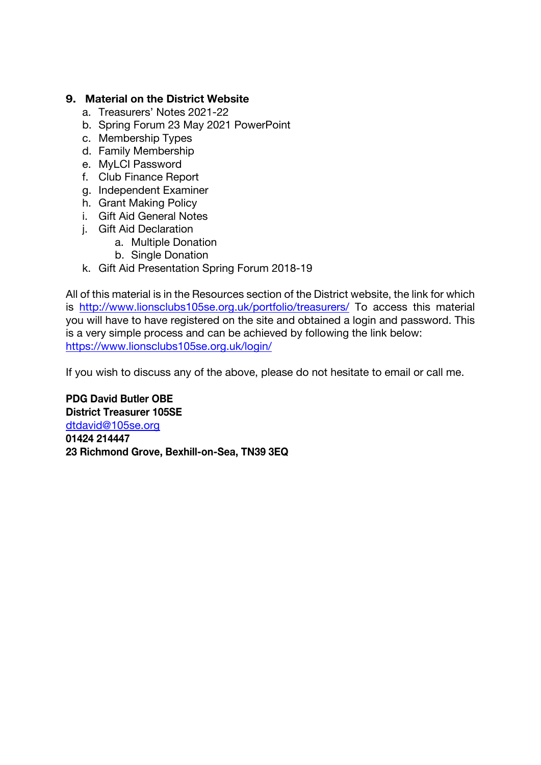## 9. Material on the District Website

a. Treasurers' Notes 2021-22
b. Spring Forum 23 May 2021 PowerPoint
c. Membership Types
d. Family Membership
e. MyLCI Password
f. Club Finance Report
g. Independent Examiner
h. Grant Making Policy
i. Gift Aid General Notes
j. Gift Aid Declaration
    a. Multiple Donation
    b. Single Donation
k. Gift Aid Presentation Spring Forum 2018-19

All of this material is in the Resources section of the District website, the link for which is http://www.lionsclubs105se.org.uk/portfolio/treasurers/ To access this material you will have to have registered on the site and obtained a login and password. This is a very simple process and can be achieved by following the link below: https://www.lionsclubs105se.org.uk/login/

If you wish to discuss any of the above, please do not hesitate to email or call me.

**PDG David Butler OBE**
**District Treasurer 105SE**
dtdavid@105se.org
**01424 214447**
**23 Richmond Grove, Bexhill-on-Sea, TN39 3EQ**